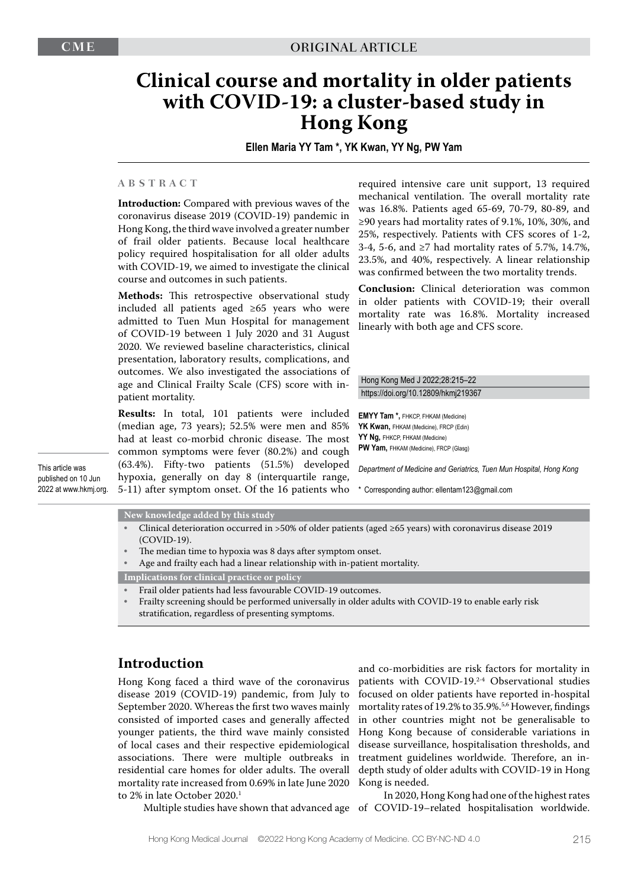# Clinical course and mortality in older patients with COVID-19: a cluster-based study in Hong Kong

**Ellen Maria YY Tam \*, YK Kwan, YY Ng, PW Yam**

## ABSTRACT

**Introduction:** Compared with previous waves of the coronavirus disease 2019 (COVID-19) pandemic in Hong Kong, the third wave involved a greater number of frail older patients. Because local healthcare policy required hospitalisation for all older adults with COVID-19, we aimed to investigate the clinical course and outcomes in such patients.

**Methods:** This retrospective observational study included all patients aged ≥65 years who were admitted to Tuen Mun Hospital for management of COVID-19 between 1 July 2020 and 31 August 2020. We reviewed baseline characteristics, clinical presentation, laboratory results, complications, and outcomes. We also investigated the associations of age and Clinical Frailty Scale (CFS) score with in-patient mortality.

**Results:** In total, 101 patients were included (median age, 73 years); 52.5% were men and 85% had at least co-morbid chronic disease. The most common symptoms were fever (80.2%) and cough (63.4%). Fifty-two patients (51.5%) developed hypoxia, generally on day 8 (interquartile range, 5-11) after symptom onset. Of the 16 patients who required intensive care unit support, 13 required mechanical ventilation. The overall mortality rate was 16.8%. Patients aged 65-69, 70-79, 80-89, and ≥90 years had mortality rates of 9.1%, 10%, 30%, and 25%, respectively. Patients with CFS scores of 1-2, 3-4, 5-6, and ≥7 had mortality rates of 5.7%, 14.7%, 23.5%, and 40%, respectively. A linear relationship was confirmed between the two mortality trends.

**Conclusion:** Clinical deterioration was common in older patients with COVID-19; their overall mortality rate was 16.8%. Mortality increased linearly with both age and CFS score.

This article was published on 10 Jun 2022 at www.hkmj.org.

Hong Kong Med J 2022;28:215–22
https://doi.org/10.12809/hkmj219367

**EMYY Tam \***, FHKCP, FHKAM (Medicine)
**YK Kwan**, FHKAM (Medicine), FRCP (Edin)
**YY Ng**, FHKCP, FHKAM (Medicine)
**PW Yam**, FHKAM (Medicine), FRCP (Glasg)

*Department of Medicine and Geriatrics, Tuen Mun Hospital, Hong Kong*

\* Corresponding author: ellentam123@gmail.com

**New knowledge added by this study**

- Clinical deterioration occurred in >50% of older patients (aged ≥65 years) with coronavirus disease 2019 (COVID-19).
- The median time to hypoxia was 8 days after symptom onset.
- Age and frailty each had a linear relationship with in-patient mortality.

**Implications for clinical practice or policy**

- Frail older patients had less favourable COVID-19 outcomes.
- Frailty screening should be performed universally in older adults with COVID-19 to enable early risk stratification, regardless of presenting symptoms.

## Introduction

Hong Kong faced a third wave of the coronavirus disease 2019 (COVID-19) pandemic, from July to September 2020. Whereas the first two waves mainly consisted of imported cases and generally affected younger patients, the third wave mainly consisted of local cases and their respective epidemiological associations. There were multiple outbreaks in residential care homes for older adults. The overall mortality rate increased from 0.69% in late June 2020 to 2% in late October 2020.[1]

Multiple studies have shown that advanced age and co-morbidities are risk factors for mortality in patients with COVID-19.[2-4] Observational studies focused on older patients have reported in-hospital mortality rates of 19.2% to 35.9%.[5,6] However, findings in other countries might not be generalisable to Hong Kong because of considerable variations in disease surveillance, hospitalisation thresholds, and treatment guidelines worldwide. Therefore, an in-depth study of older adults with COVID-19 in Hong Kong is needed.

In 2020, Hong Kong had one of the highest rates of COVID-19–related hospitalisation worldwide.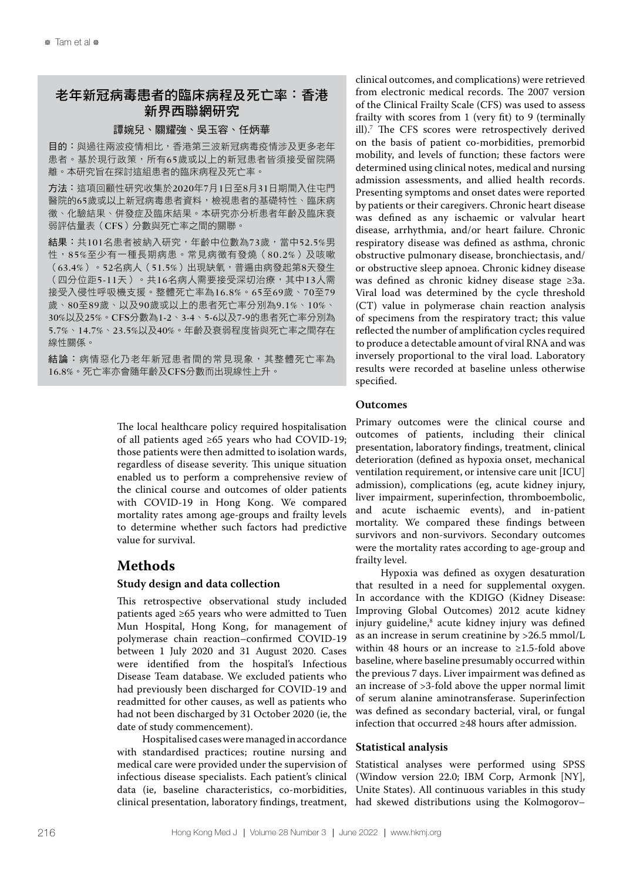## 老年新冠病毒患者的臨床病程及死亡率：香港新界西聯網研究

**譚婉兒、關耀強、吳玉容、任炳華**

**目的：**與過往兩波疫情相比，香港第三波新冠病毒疫情涉及更多老年患者。基於現行政策，所有65歲或以上的新冠患者皆須接受留院隔離。本研究旨在探討這組患者的臨床病程及死亡率。

**方法：**這項回顧性研究收集於2020年7月1日至8月31日期間入住屯門醫院的65歲或以上新冠病毒患者資料，檢視患者的基礎特性、臨床病徵、化驗結果、併發症及臨床結果。本研究亦分析患者年齡及臨床衰弱評估量表（CFS）分數與死亡率之間的關聯。

**結果：**共101名患者被納入研究，年齡中位數為73歲，當中52.5%男性，85%至少有一種長期病患。常見病徵有發燒（80.2%）及咳嗽（63.4%）。52名病人（51.5%）出現缺氧，普遍由病發起第8天發生（四分位距5-11天）。共16名病人需要接受深切治療，其中13人需接受入侵性呼吸機支援。整體死亡率為16.8%。65至69歲、70至79歲、80至89歲、以及90歲或以上的患者死亡率分別為9.1%、10%、30%以及25%。CFS分數為1-2、3-4、5-6以及7-9的患者死亡率分別為5.7%、14.7%、23.5%以及40%。年齡及衰弱程度皆與死亡率之間存在線性關係。

**結論：**病情惡化乃老年新冠患者間的常見現象，其整體死亡率為16.8%。死亡率亦會隨年齡及CFS分數而出現線性上升。

The local healthcare policy required hospitalisation of all patients aged ≥65 years who had COVID-19; those patients were then admitted to isolation wards, regardless of disease severity. This unique situation enabled us to perform a comprehensive review of the clinical course and outcomes of older patients with COVID-19 in Hong Kong. We compared mortality rates among age-groups and frailty levels to determine whether such factors had predictive value for survival.

# Methods

### Study design and data collection

This retrospective observational study included patients aged ≥65 years who were admitted to Tuen Mun Hospital, Hong Kong, for management of polymerase chain reaction–confirmed COVID-19 between 1 July 2020 and 31 August 2020. Cases were identified from the hospital's Infectious Disease Team database. We excluded patients who had previously been discharged for COVID-19 and readmitted for other causes, as well as patients who had not been discharged by 31 October 2020 (ie, the date of study commencement).

Hospitalised cases were managed in accordance with standardised practices; routine nursing and medical care were provided under the supervision of infectious disease specialists. Each patient's clinical data (ie, baseline characteristics, co-morbidities, clinical presentation, laboratory findings, treatment, clinical outcomes, and complications) were retrieved from electronic medical records. The 2007 version of the Clinical Frailty Scale (CFS) was used to assess frailty with scores from 1 (very fit) to 9 (terminally ill).[7] The CFS scores were retrospectively derived on the basis of patient co-morbidities, premorbid mobility, and levels of function; these factors were determined using clinical notes, medical and nursing admission assessments, and allied health records. Presenting symptoms and onset dates were reported by patients or their caregivers. Chronic heart disease was defined as any ischaemic or valvular heart disease, arrhythmia, and/or heart failure. Chronic respiratory disease was defined as asthma, chronic obstructive pulmonary disease, bronchiectasis, and/or obstructive sleep apnoea. Chronic kidney disease was defined as chronic kidney disease stage ≥3a. Viral load was determined by the cycle threshold (CT) value in polymerase chain reaction analysis of specimens from the respiratory tract; this value reflected the number of amplification cycles required to produce a detectable amount of viral RNA and was inversely proportional to the viral load. Laboratory results were recorded at baseline unless otherwise specified.

### Outcomes

Primary outcomes were the clinical course and outcomes of patients, including their clinical presentation, laboratory findings, treatment, clinical deterioration (defined as hypoxia onset, mechanical ventilation requirement, or intensive care unit [ICU] admission), complications (eg, acute kidney injury, liver impairment, superinfection, thromboembolic, and acute ischaemic events), and in-patient mortality. We compared these findings between survivors and non-survivors. Secondary outcomes were the mortality rates according to age-group and frailty level.

Hypoxia was defined as oxygen desaturation that resulted in a need for supplemental oxygen. In accordance with the KDIGO (Kidney Disease: Improving Global Outcomes) 2012 acute kidney injury guideline,[8] acute kidney injury was defined as an increase in serum creatinine by >26.5 mmol/L within 48 hours or an increase to ≥1.5-fold above baseline, where baseline presumably occurred within the previous 7 days. Liver impairment was defined as an increase of >3-fold above the upper normal limit of serum alanine aminotransferase. Superinfection was defined as secondary bacterial, viral, or fungal infection that occurred ≥48 hours after admission.

### Statistical analysis

Statistical analyses were performed using SPSS (Window version 22.0; IBM Corp, Armonk [NY], Unite States). All continuous variables in this study had skewed distributions using the Kolmogorov–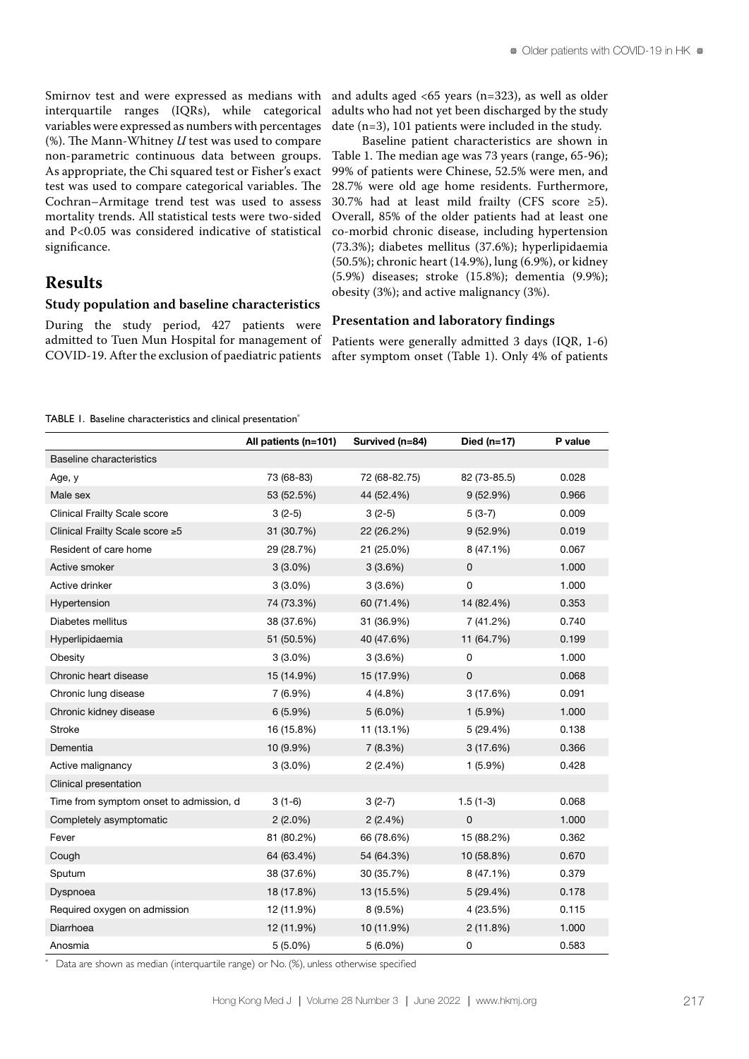Smirnov test and were expressed as medians with interquartile ranges (IQRs), while categorical variables were expressed as numbers with percentages (%). The Mann-Whitney *U* test was used to compare non-parametric continuous data between groups. As appropriate, the Chi squared test or Fisher's exact test was used to compare categorical variables. The Cochran–Armitage trend test was used to assess mortality trends. All statistical tests were two-sided and P<0.05 was considered indicative of statistical significance.

## Results

### Study population and baseline characteristics

During the study period, 427 patients were admitted to Tuen Mun Hospital for management of COVID-19. After the exclusion of paediatric patients and adults aged <65 years (n=323), as well as older adults who had not yet been discharged by the study date (n=3), 101 patients were included in the study.

Baseline patient characteristics are shown in Table 1. The median age was 73 years (range, 65-96); 99% of patients were Chinese, 52.5% were men, and 28.7% were old age home residents. Furthermore, 30.7% had at least mild frailty (CFS score ≥5). Overall, 85% of the older patients had at least one co-morbid chronic disease, including hypertension (73.3%); diabetes mellitus (37.6%); hyperlipidaemia (50.5%); chronic heart (14.9%), lung (6.9%), or kidney (5.9%) diseases; stroke (15.8%); dementia (9.9%); obesity (3%); and active malignancy (3%).

### Presentation and laboratory findings

Patients were generally admitted 3 days (IQR, 1-6) after symptom onset (Table 1). Only 4% of patients

TABLE 1. Baseline characteristics and clinical presentation*

| | All patients (n=101) | Survived (n=84) | Died (n=17) | P value |
|---|---|---|---|---|
| Baseline characteristics | | | | |
| Age, y | 73 (68-83) | 72 (68-82.75) | 82 (73-85.5) | 0.028 |
| Male sex | 53 (52.5%) | 44 (52.4%) | 9 (52.9%) | 0.966 |
| Clinical Frailty Scale score | 3 (2-5) | 3 (2-5) | 5 (3-7) | 0.009 |
| Clinical Frailty Scale score ≥5 | 31 (30.7%) | 22 (26.2%) | 9 (52.9%) | 0.019 |
| Resident of care home | 29 (28.7%) | 21 (25.0%) | 8 (47.1%) | 0.067 |
| Active smoker | 3 (3.0%) | 3 (3.6%) | 0 | 1.000 |
| Active drinker | 3 (3.0%) | 3 (3.6%) | 0 | 1.000 |
| Hypertension | 74 (73.3%) | 60 (71.4%) | 14 (82.4%) | 0.353 |
| Diabetes mellitus | 38 (37.6%) | 31 (36.9%) | 7 (41.2%) | 0.740 |
| Hyperlipidaemia | 51 (50.5%) | 40 (47.6%) | 11 (64.7%) | 0.199 |
| Obesity | 3 (3.0%) | 3 (3.6%) | 0 | 1.000 |
| Chronic heart disease | 15 (14.9%) | 15 (17.9%) | 0 | 0.068 |
| Chronic lung disease | 7 (6.9%) | 4 (4.8%) | 3 (17.6%) | 0.091 |
| Chronic kidney disease | 6 (5.9%) | 5 (6.0%) | 1 (5.9%) | 1.000 |
| Stroke | 16 (15.8%) | 11 (13.1%) | 5 (29.4%) | 0.138 |
| Dementia | 10 (9.9%) | 7 (8.3%) | 3 (17.6%) | 0.366 |
| Active malignancy | 3 (3.0%) | 2 (2.4%) | 1 (5.9%) | 0.428 |
| Clinical presentation | | | | |
| Time from symptom onset to admission, d | 3 (1-6) | 3 (2-7) | 1.5 (1-3) | 0.068 |
| Completely asymptomatic | 2 (2.0%) | 2 (2.4%) | 0 | 1.000 |
| Fever | 81 (80.2%) | 66 (78.6%) | 15 (88.2%) | 0.362 |
| Cough | 64 (63.4%) | 54 (64.3%) | 10 (58.8%) | 0.670 |
| Sputum | 38 (37.6%) | 30 (35.7%) | 8 (47.1%) | 0.379 |
| Dyspnoea | 18 (17.8%) | 13 (15.5%) | 5 (29.4%) | 0.178 |
| Required oxygen on admission | 12 (11.9%) | 8 (9.5%) | 4 (23.5%) | 0.115 |
| Diarrhoea | 12 (11.9%) | 10 (11.9%) | 2 (11.8%) | 1.000 |
| Anosmia | 5 (5.0%) | 5 (6.0%) | 0 | 0.583 |

\* Data are shown as median (interquartile range) or No. (%), unless otherwise specified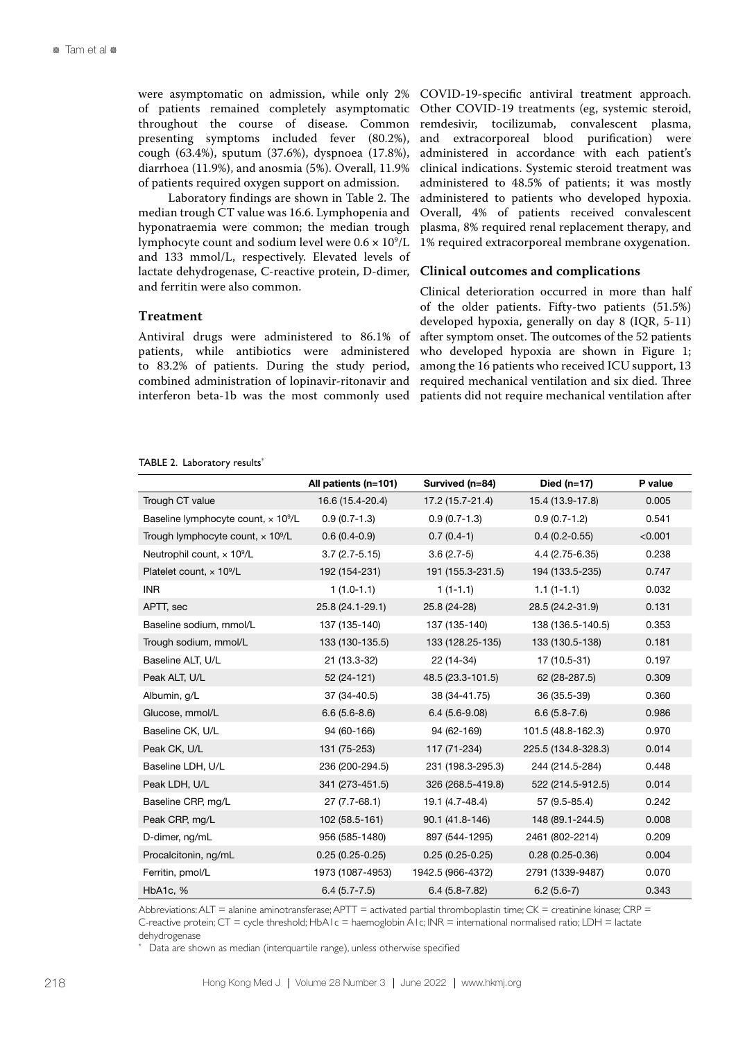were asymptomatic on admission, while only 2% of patients remained completely asymptomatic throughout the course of disease. Common presenting symptoms included fever (80.2%), cough (63.4%), sputum (37.6%), dyspnoea (17.8%), diarrhoea (11.9%), and anosmia (5%). Overall, 11.9% of patients required oxygen support on admission.

Laboratory findings are shown in Table 2. The median trough CT value was 16.6. Lymphopenia and hyponatraemia were common; the median trough lymphocyte count and sodium level were $0.6 \times 10^9$/L and 133 mmol/L, respectively. Elevated levels of lactate dehydrogenase, C-reactive protein, D-dimer, and ferritin were also common.

### Treatment

Antiviral drugs were administered to 86.1% of patients, while antibiotics were administered to 83.2% of patients. During the study period, combined administration of lopinavir-ritonavir and interferon beta-1b was the most commonly used COVID-19-specific antiviral treatment approach. Other COVID-19 treatments (eg, systemic steroid, remdesivir, tocilizumab, convalescent plasma, and extracorporeal blood purification) were administered in accordance with each patient's clinical indications. Systemic steroid treatment was administered to 48.5% of patients; it was mostly administered to patients who developed hypoxia. Overall, 4% of patients received convalescent plasma, 8% required renal replacement therapy, and 1% required extracorporeal membrane oxygenation.

### Clinical outcomes and complications

Clinical deterioration occurred in more than half of the older patients. Fifty-two patients (51.5%) developed hypoxia, generally on day 8 (IQR, 5-11) after symptom onset. The outcomes of the 52 patients who developed hypoxia are shown in Figure 1; among the 16 patients who received ICU support, 13 required mechanical ventilation and six died. Three patients did not require mechanical ventilation after

TABLE 2. Laboratory results*

| | All patients (n=101) | Survived (n=84) | Died (n=17) | P value |
|---|---|---|---|---|
| Trough CT value | 16.6 (15.4-20.4) | 17.2 (15.7-21.4) | 15.4 (13.9-17.8) | 0.005 |
| Baseline lymphocyte count, $\times 10^9$/L | 0.9 (0.7-1.3) | 0.9 (0.7-1.3) | 0.9 (0.7-1.2) | 0.541 |
| Trough lymphocyte count, $\times 10^9$/L | 0.6 (0.4-0.9) | 0.7 (0.4-1) | 0.4 (0.2-0.55) | <0.001 |
| Neutrophil count, $\times 10^9$/L | 3.7 (2.7-5.15) | 3.6 (2.7-5) | 4.4 (2.75-6.35) | 0.238 |
| Platelet count, $\times 10^9$/L | 192 (154-231) | 191 (155.3-231.5) | 194 (133.5-235) | 0.747 |
| INR | 1 (1.0-1.1) | 1 (1-1.1) | 1.1 (1-1.1) | 0.032 |
| APTT, sec | 25.8 (24.1-29.1) | 25.8 (24-28) | 28.5 (24.2-31.9) | 0.131 |
| Baseline sodium, mmol/L | 137 (135-140) | 137 (135-140) | 138 (136.5-140.5) | 0.353 |
| Trough sodium, mmol/L | 133 (130-135.5) | 133 (128.25-135) | 133 (130.5-138) | 0.181 |
| Baseline ALT, U/L | 21 (13.3-32) | 22 (14-34) | 17 (10.5-31) | 0.197 |
| Peak ALT, U/L | 52 (24-121) | 48.5 (23.3-101.5) | 62 (28-287.5) | 0.309 |
| Albumin, g/L | 37 (34-40.5) | 38 (34-41.75) | 36 (35.5-39) | 0.360 |
| Glucose, mmol/L | 6.6 (5.6-8.6) | 6.4 (5.6-9.08) | 6.6 (5.8-7.6) | 0.986 |
| Baseline CK, U/L | 94 (60-166) | 94 (62-169) | 101.5 (48.8-162.3) | 0.970 |
| Peak CK, U/L | 131 (75-253) | 117 (71-234) | 225.5 (134.8-328.3) | 0.014 |
| Baseline LDH, U/L | 236 (200-294.5) | 231 (198.3-295.3) | 244 (214.5-284) | 0.448 |
| Peak LDH, U/L | 341 (273-451.5) | 326 (268.5-419.8) | 522 (214.5-912.5) | 0.014 |
| Baseline CRP, mg/L | 27 (7.7-68.1) | 19.1 (4.7-48.4) | 57 (9.5-85.4) | 0.242 |
| Peak CRP, mg/L | 102 (58.5-161) | 90.1 (41.8-146) | 148 (89.1-244.5) | 0.008 |
| D-dimer, ng/mL | 956 (585-1480) | 897 (544-1295) | 2461 (802-2214) | 0.209 |
| Procalcitonin, ng/mL | 0.25 (0.25-0.25) | 0.25 (0.25-0.25) | 0.28 (0.25-0.36) | 0.004 |
| Ferritin, pmol/L | 1973 (1087-4953) | 1942.5 (966-4372) | 2791 (1339-9487) | 0.070 |
| HbA1c, % | 6.4 (5.7-7.5) | 6.4 (5.8-7.82) | 6.2 (5.6-7) | 0.343 |

Abbreviations: ALT = alanine aminotransferase; APTT = activated partial thromboplastin time; CK = creatinine kinase; CRP = C-reactive protein; CT = cycle threshold; HbA1c = haemoglobin A1c; INR = international normalised ratio; LDH = lactate dehydrogenase

\* Data are shown as median (interquartile range), unless otherwise specified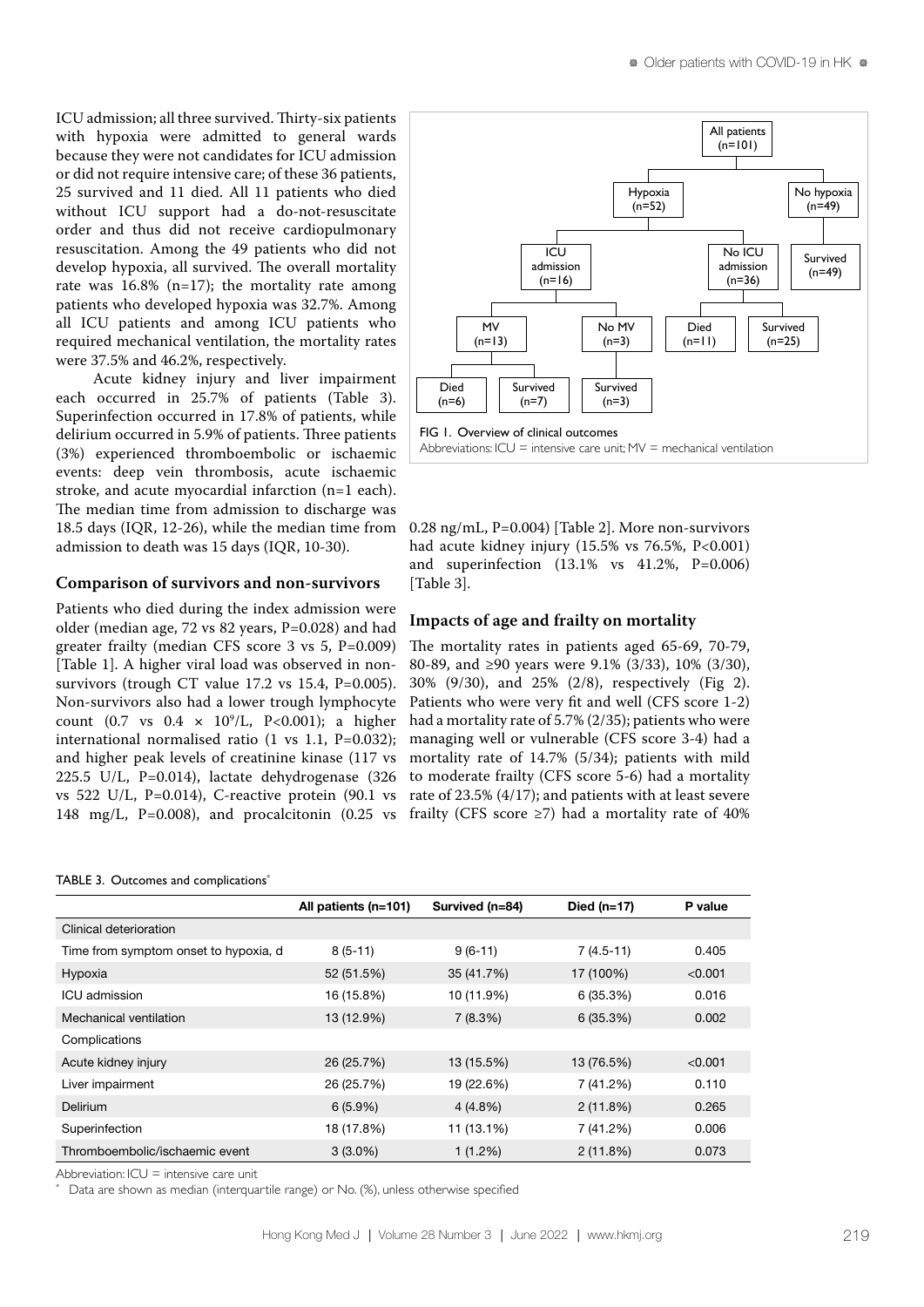ICU admission; all three survived. Thirty-six patients with hypoxia were admitted to general wards because they were not candidates for ICU admission or did not require intensive care; of these 36 patients, 25 survived and 11 died. All 11 patients who died without ICU support had a do-not-resuscitate order and thus did not receive cardiopulmonary resuscitation. Among the 49 patients who did not develop hypoxia, all survived. The overall mortality rate was 16.8% (n=17); the mortality rate among patients who developed hypoxia was 32.7%. Among all ICU patients and among ICU patients who required mechanical ventilation, the mortality rates were 37.5% and 46.2%, respectively.

Acute kidney injury and liver impairment each occurred in 25.7% of patients (Table 3). Superinfection occurred in 17.8% of patients, while delirium occurred in 5.9% of patients. Three patients (3%) experienced thromboembolic or ischaemic events: deep vein thrombosis, acute ischaemic stroke, and acute myocardial infarction (n=1 each). The median time from admission to discharge was 18.5 days (IQR, 12-26), while the median time from admission to death was 15 days (IQR, 10-30).

### Comparison of survivors and non-survivors

Patients who died during the index admission were older (median age, 72 vs 82 years, P=0.028) and had greater frailty (median CFS score 3 vs 5, P=0.009) [Table 1]. A higher viral load was observed in non-survivors (trough CT value 17.2 vs 15.4, P=0.005). Non-survivors also had a lower trough lymphocyte count (0.7 vs 0.4 × $10^9$/L, P<0.001); a higher international normalised ratio (1 vs 1.1, P=0.032); and higher peak levels of creatinine kinase (117 vs 225.5 U/L, P=0.014), lactate dehydrogenase (326 vs 522 U/L, P=0.014), C-reactive protein (90.1 vs 148 mg/L, P=0.008), and procalcitonin (0.25 vs 0.28 ng/mL, P=0.004) [Table 2]. More non-survivors had acute kidney injury (15.5% vs 76.5%, P<0.001) and superinfection (13.1% vs 41.2%, P=0.006) [Table 3].

### Impacts of age and frailty on mortality

The mortality rates in patients aged 65-69, 70-79, 80-89, and ≥90 years were 9.1% (3/33), 10% (3/30), 30% (9/30), and 25% (2/8), respectively (Fig 2). Patients who were very fit and well (CFS score 1-2) had a mortality rate of 5.7% (2/35); patients who were managing well or vulnerable (CFS score 3-4) had a mortality rate of 14.7% (5/34); patients with mild to moderate frailty (CFS score 5-6) had a mortality rate of 23.5% (4/17); and patients with at least severe frailty (CFS score ≥7) had a mortality rate of 40%

- All patients (n=101)
  - Hypoxia (n=52)
    - ICU admission (n=16)
      - MV (n=13)
        - Died (n=6)
        - Survived (n=7)
      - No MV (n=3)
        - Survived (n=3)
    - No ICU admission (n=36)
      - Died (n=11)
      - Survived (n=25)
  - No hypoxia (n=49)
    - Survived (n=49)

FIG 1. Overview of clinical outcomes
Abbreviations: ICU = intensive care unit; MV = mechanical ventilation

TABLE 3. Outcomes and complications*

| | All patients (n=101) | Survived (n=84) | Died (n=17) | P value |
|---|---|---|---|---|
| Clinical deterioration | | | | |
| Time from symptom onset to hypoxia, d | 8 (5-11) | 9 (6-11) | 7 (4.5-11) | 0.405 |
| Hypoxia | 52 (51.5%) | 35 (41.7%) | 17 (100%) | <0.001 |
| ICU admission | 16 (15.8%) | 10 (11.9%) | 6 (35.3%) | 0.016 |
| Mechanical ventilation | 13 (12.9%) | 7 (8.3%) | 6 (35.3%) | 0.002 |
| Complications | | | | |
| Acute kidney injury | 26 (25.7%) | 13 (15.5%) | 13 (76.5%) | <0.001 |
| Liver impairment | 26 (25.7%) | 19 (22.6%) | 7 (41.2%) | 0.110 |
| Delirium | 6 (5.9%) | 4 (4.8%) | 2 (11.8%) | 0.265 |
| Superinfection | 18 (17.8%) | 11 (13.1%) | 7 (41.2%) | 0.006 |
| Thromboembolic/ischaemic event | 3 (3.0%) | 1 (1.2%) | 2 (11.8%) | 0.073 |

Abbreviation: ICU = intensive care unit
\* Data are shown as median (interquartile range) or No. (%), unless otherwise specified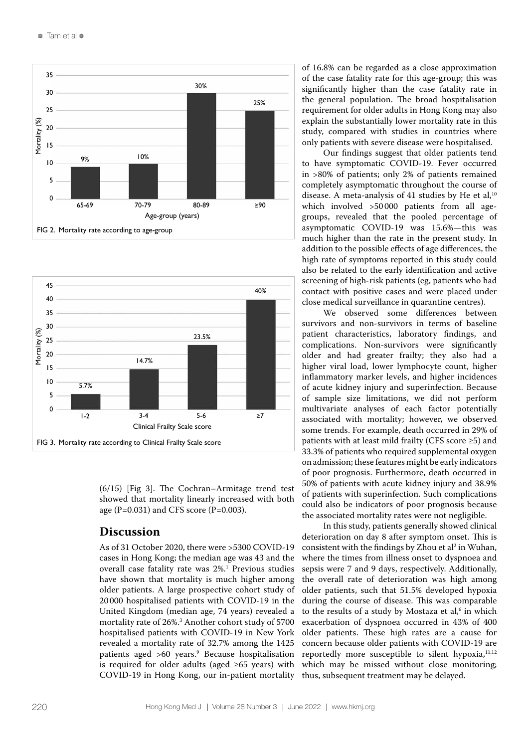FIG 2. Mortality rate according to age-group

FIG 3. Mortality rate according to Clinical Frailty Scale score

(6/15) [Fig 3]. The Cochran–Armitage trend test showed that mortality linearly increased with both age (P=0.031) and CFS score (P=0.003).

## Discussion

As of 31 October 2020, there were >5300 COVID-19 cases in Hong Kong; the median age was 43 and the overall case fatality rate was 2%.[1] Previous studies have shown that mortality is much higher among older patients. A large prospective cohort study of 20 000 hospitalised patients with COVID-19 in the United Kingdom (median age, 74 years) revealed a mortality rate of 26%.[3] Another cohort study of 5700 hospitalised patients with COVID-19 in New York revealed a mortality rate of 32.7% among the 1425 patients aged >60 years.[9] Because hospitalisation is required for older adults (aged ≥65 years) with COVID-19 in Hong Kong, our in-patient mortality of 16.8% can be regarded as a close approximation of the case fatality rate for this age-group; this was significantly higher than the case fatality rate in the general population. The broad hospitalisation requirement for older adults in Hong Kong may also explain the substantially lower mortality rate in this study, compared with studies in countries where only patients with severe disease were hospitalised.

Our findings suggest that older patients tend to have symptomatic COVID-19. Fever occurred in >80% of patients; only 2% of patients remained completely asymptomatic throughout the course of disease. A meta-analysis of 41 studies by He et al,[10] which involved >50 000 patients from all age-groups, revealed that the pooled percentage of asymptomatic COVID-19 was 15.6%—this was much higher than the rate in the present study. In addition to the possible effects of age differences, the high rate of symptoms reported in this study could also be related to the early identification and active screening of high-risk patients (eg, patients who had contact with positive cases and were placed under close medical surveillance in quarantine centres).

We observed some differences between survivors and non-survivors in terms of baseline patient characteristics, laboratory findings, and complications. Non-survivors were significantly older and had greater frailty; they also had a higher viral load, lower lymphocyte count, higher inflammatory marker levels, and higher incidences of acute kidney injury and superinfection. Because of sample size limitations, we did not perform multivariate analyses of each factor potentially associated with mortality; however, we observed some trends. For example, death occurred in 29% of patients with at least mild frailty (CFS score ≥5) and 33.3% of patients who required supplemental oxygen on admission; these features might be early indicators of poor prognosis. Furthermore, death occurred in 50% of patients with acute kidney injury and 38.9% of patients with superinfection. Such complications could also be indicators of poor prognosis because the associated mortality rates were not negligible.

In this study, patients generally showed clinical deterioration on day 8 after symptom onset. This is consistent with the findings by Zhou et al[2] in Wuhan, where the times from illness onset to dyspnoea and sepsis were 7 and 9 days, respectively. Additionally, the overall rate of deterioration was high among older patients, such that 51.5% developed hypoxia during the course of disease. This was comparable to the results of a study by Mostaza et al,[6] in which exacerbation of dyspnoea occurred in 43% of 400 older patients. These high rates are a cause for concern because older patients with COVID-19 are reportedly more susceptible to silent hypoxia,[11,12] which may be missed without close monitoring; thus, subsequent treatment may be delayed.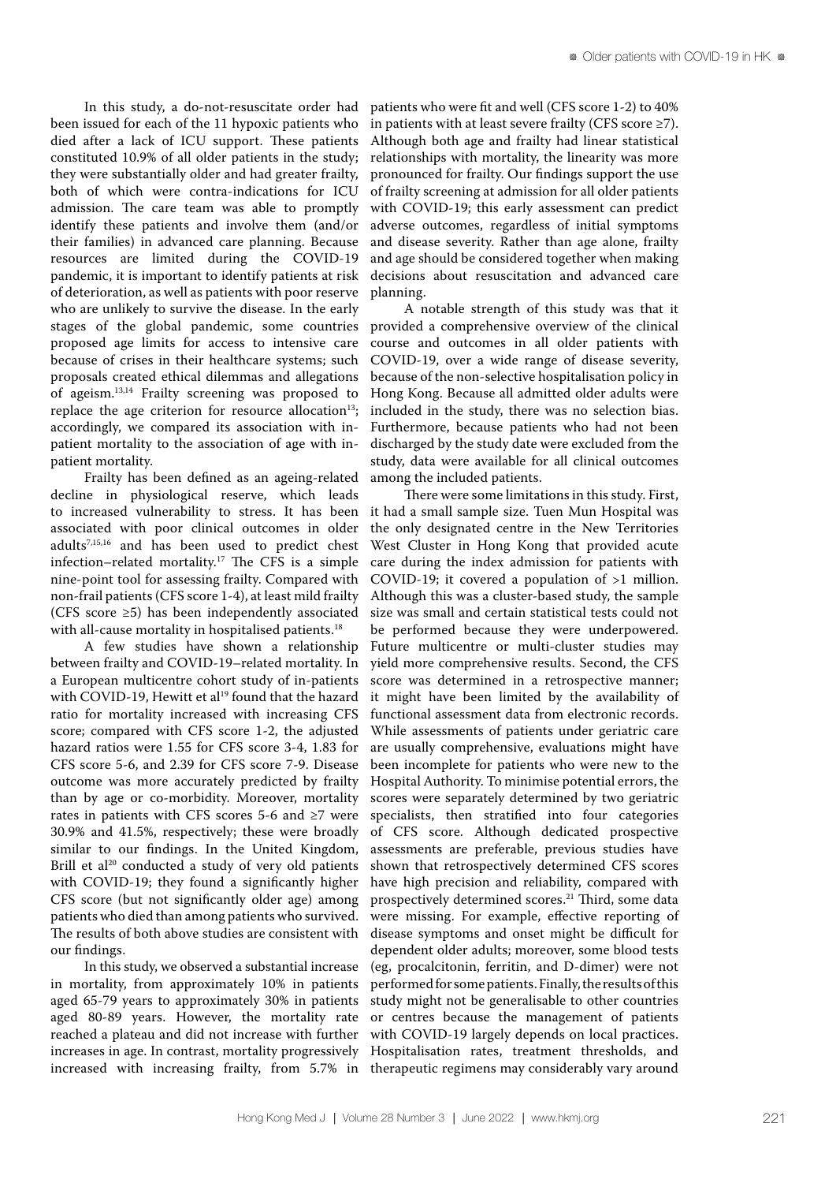In this study, a do-not-resuscitate order had been issued for each of the 11 hypoxic patients who died after a lack of ICU support. These patients constituted 10.9% of all older patients in the study; they were substantially older and had greater frailty, both of which were contra-indications for ICU admission. The care team was able to promptly identify these patients and involve them (and/or their families) in advanced care planning. Because resources are limited during the COVID-19 pandemic, it is important to identify patients at risk of deterioration, as well as patients with poor reserve who are unlikely to survive the disease. In the early stages of the global pandemic, some countries proposed age limits for access to intensive care because of crises in their healthcare systems; such proposals created ethical dilemmas and allegations of ageism.[13,14] Frailty screening was proposed to replace the age criterion for resource allocation[13]; accordingly, we compared its association with in-patient mortality to the association of age with in-patient mortality.

Frailty has been defined as an ageing-related decline in physiological reserve, which leads to increased vulnerability to stress. It has been associated with poor clinical outcomes in older adults[7,15,16] and has been used to predict chest infection–related mortality.[17] The CFS is a simple nine-point tool for assessing frailty. Compared with non-frail patients (CFS score 1-4), at least mild frailty (CFS score ≥5) has been independently associated with all-cause mortality in hospitalised patients.[18]

A few studies have shown a relationship between frailty and COVID-19–related mortality. In a European multicentre cohort study of in-patients with COVID-19, Hewitt et al[19] found that the hazard ratio for mortality increased with increasing CFS score; compared with CFS score 1-2, the adjusted hazard ratios were 1.55 for CFS score 3-4, 1.83 for CFS score 5-6, and 2.39 for CFS score 7-9. Disease outcome was more accurately predicted by frailty than by age or co-morbidity. Moreover, mortality rates in patients with CFS scores 5-6 and ≥7 were 30.9% and 41.5%, respectively; these were broadly similar to our findings. In the United Kingdom, Brill et al[20] conducted a study of very old patients with COVID-19; they found a significantly higher CFS score (but not significantly older age) among patients who died than among patients who survived. The results of both above studies are consistent with our findings.

In this study, we observed a substantial increase in mortality, from approximately 10% in patients aged 65-79 years to approximately 30% in patients aged 80-89 years. However, the mortality rate reached a plateau and did not increase with further increases in age. In contrast, mortality progressively increased with increasing frailty, from 5.7% in patients who were fit and well (CFS score 1-2) to 40% in patients with at least severe frailty (CFS score ≥7). Although both age and frailty had linear statistical relationships with mortality, the linearity was more pronounced for frailty. Our findings support the use of frailty screening at admission for all older patients with COVID-19; this early assessment can predict adverse outcomes, regardless of initial symptoms and disease severity. Rather than age alone, frailty and age should be considered together when making decisions about resuscitation and advanced care planning.

A notable strength of this study was that it provided a comprehensive overview of the clinical course and outcomes in all older patients with COVID-19, over a wide range of disease severity, because of the non-selective hospitalisation policy in Hong Kong. Because all admitted older adults were included in the study, there was no selection bias. Furthermore, because patients who had not been discharged by the study date were excluded from the study, data were available for all clinical outcomes among the included patients.

There were some limitations in this study. First, it had a small sample size. Tuen Mun Hospital was the only designated centre in the New Territories West Cluster in Hong Kong that provided acute care during the index admission for patients with COVID-19; it covered a population of >1 million. Although this was a cluster-based study, the sample size was small and certain statistical tests could not be performed because they were underpowered. Future multicentre or multi-cluster studies may yield more comprehensive results. Second, the CFS score was determined in a retrospective manner; it might have been limited by the availability of functional assessment data from electronic records. While assessments of patients under geriatric care are usually comprehensive, evaluations might have been incomplete for patients who were new to the Hospital Authority. To minimise potential errors, the scores were separately determined by two geriatric specialists, then stratified into four categories of CFS score. Although dedicated prospective assessments are preferable, previous studies have shown that retrospectively determined CFS scores have high precision and reliability, compared with prospectively determined scores.[21] Third, some data were missing. For example, effective reporting of disease symptoms and onset might be difficult for dependent older adults; moreover, some blood tests (eg, procalcitonin, ferritin, and D-dimer) were not performed for some patients. Finally, the results of this study might not be generalisable to other countries or centres because the management of patients with COVID-19 largely depends on local practices. Hospitalisation rates, treatment thresholds, and therapeutic regimens may considerably vary around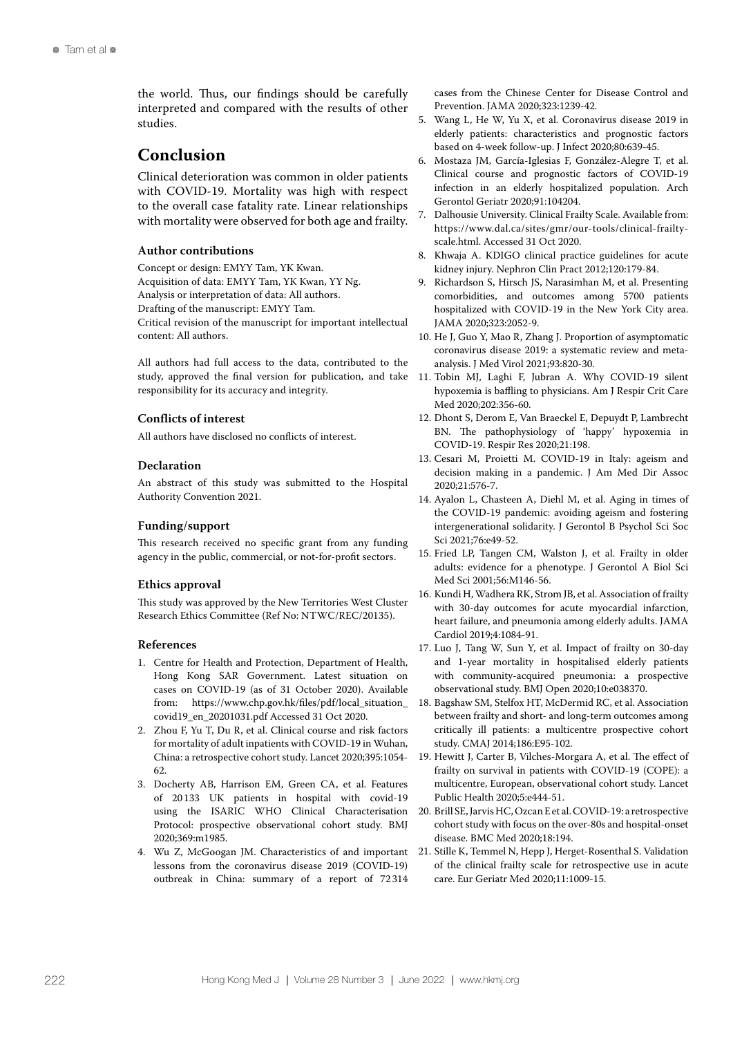the world. Thus, our findings should be carefully interpreted and compared with the results of other studies.

## Conclusion

Clinical deterioration was common in older patients with COVID-19. Mortality was high with respect to the overall case fatality rate. Linear relationships with mortality were observed for both age and frailty.

### Author contributions

Concept or design: EMYY Tam, YK Kwan.
Acquisition of data: EMYY Tam, YK Kwan, YY Ng.
Analysis or interpretation of data: All authors.
Drafting of the manuscript: EMYY Tam.
Critical revision of the manuscript for important intellectual content: All authors.

All authors had full access to the data, contributed to the study, approved the final version for publication, and take responsibility for its accuracy and integrity.

### Conflicts of interest

All authors have disclosed no conflicts of interest.

### Declaration

An abstract of this study was submitted to the Hospital Authority Convention 2021.

### Funding/support

This research received no specific grant from any funding agency in the public, commercial, or not-for-profit sectors.

### Ethics approval

This study was approved by the New Territories West Cluster Research Ethics Committee (Ref No: NTWC/REC/20135).

### References

1. Centre for Health and Protection, Department of Health, Hong Kong SAR Government. Latest situation on cases on COVID-19 (as of 31 October 2020). Available from: https://www.chp.gov.hk/files/pdf/local_situation_covid19_en_20201031.pdf Accessed 31 Oct 2020.
2. Zhou F, Yu T, Du R, et al. Clinical course and risk factors for mortality of adult inpatients with COVID-19 in Wuhan, China: a retrospective cohort study. Lancet 2020;395:1054-62.
3. Docherty AB, Harrison EM, Green CA, et al. Features of 20133 UK patients in hospital with covid-19 using the ISARIC WHO Clinical Characterisation Protocol: prospective observational cohort study. BMJ 2020;369:m1985.
4. Wu Z, McGoogan JM. Characteristics of and important lessons from the coronavirus disease 2019 (COVID-19) outbreak in China: summary of a report of 72314 cases from the Chinese Center for Disease Control and Prevention. JAMA 2020;323:1239-42.
5. Wang L, He W, Yu X, et al. Coronavirus disease 2019 in elderly patients: characteristics and prognostic factors based on 4-week follow-up. J Infect 2020;80:639-45.
6. Mostaza JM, García-Iglesias F, González-Alegre T, et al. Clinical course and prognostic factors of COVID-19 infection in an elderly hospitalized population. Arch Gerontol Geriatr 2020;91:104204.
7. Dalhousie University. Clinical Frailty Scale. Available from: https://www.dal.ca/sites/gmr/our-tools/clinical-frailty-scale.html. Accessed 31 Oct 2020.
8. Khwaja A. KDIGO clinical practice guidelines for acute kidney injury. Nephron Clin Pract 2012;120:179-84.
9. Richardson S, Hirsch JS, Narasimhan M, et al. Presenting comorbidities, and outcomes among 5700 patients hospitalized with COVID-19 in the New York City area. JAMA 2020;323:2052-9.
10. He J, Guo Y, Mao R, Zhang J. Proportion of asymptomatic coronavirus disease 2019: a systematic review and meta-analysis. J Med Virol 2021;93:820-30.
11. Tobin MJ, Laghi F, Jubran A. Why COVID-19 silent hypoxemia is baffling to physicians. Am J Respir Crit Care Med 2020;202:356-60.
12. Dhont S, Derom E, Van Braeckel E, Depuydt P, Lambrecht BN. The pathophysiology of 'happy' hypoxemia in COVID-19. Respir Res 2020;21:198.
13. Cesari M, Proietti M. COVID-19 in Italy: ageism and decision making in a pandemic. J Am Med Dir Assoc 2020;21:576-7.
14. Ayalon L, Chasteen A, Diehl M, et al. Aging in times of the COVID-19 pandemic: avoiding ageism and fostering intergenerational solidarity. J Gerontol B Psychol Sci Soc Sci 2021;76:e49-52.
15. Fried LP, Tangen CM, Walston J, et al. Frailty in older adults: evidence for a phenotype. J Gerontol A Biol Sci Med Sci 2001;56:M146-56.
16. Kundi H, Wadhera RK, Strom JB, et al. Association of frailty with 30-day outcomes for acute myocardial infarction, heart failure, and pneumonia among elderly adults. JAMA Cardiol 2019;4:1084-91.
17. Luo J, Tang W, Sun Y, et al. Impact of frailty on 30-day and 1-year mortality in hospitalised elderly patients with community-acquired pneumonia: a prospective observational study. BMJ Open 2020;10:e038370.
18. Bagshaw SM, Stelfox HT, McDermid RC, et al. Association between frailty and short- and long-term outcomes among critically ill patients: a multicentre prospective cohort study. CMAJ 2014;186:E95-102.
19. Hewitt J, Carter B, Vilches-Morgara A, et al. The effect of frailty on survival in patients with COVID-19 (COPE): a multicentre, European, observational cohort study. Lancet Public Health 2020;5:e444-51.
20. Brill SE, Jarvis HC, Ozcan E et al. COVID-19: a retrospective cohort study with focus on the over-80s and hospital-onset disease. BMC Med 2020;18:194.
21. Stille K, Temmel N, Hepp J, Herget-Rosenthal S. Validation of the clinical frailty scale for retrospective use in acute care. Eur Geriatr Med 2020;11:1009-15.